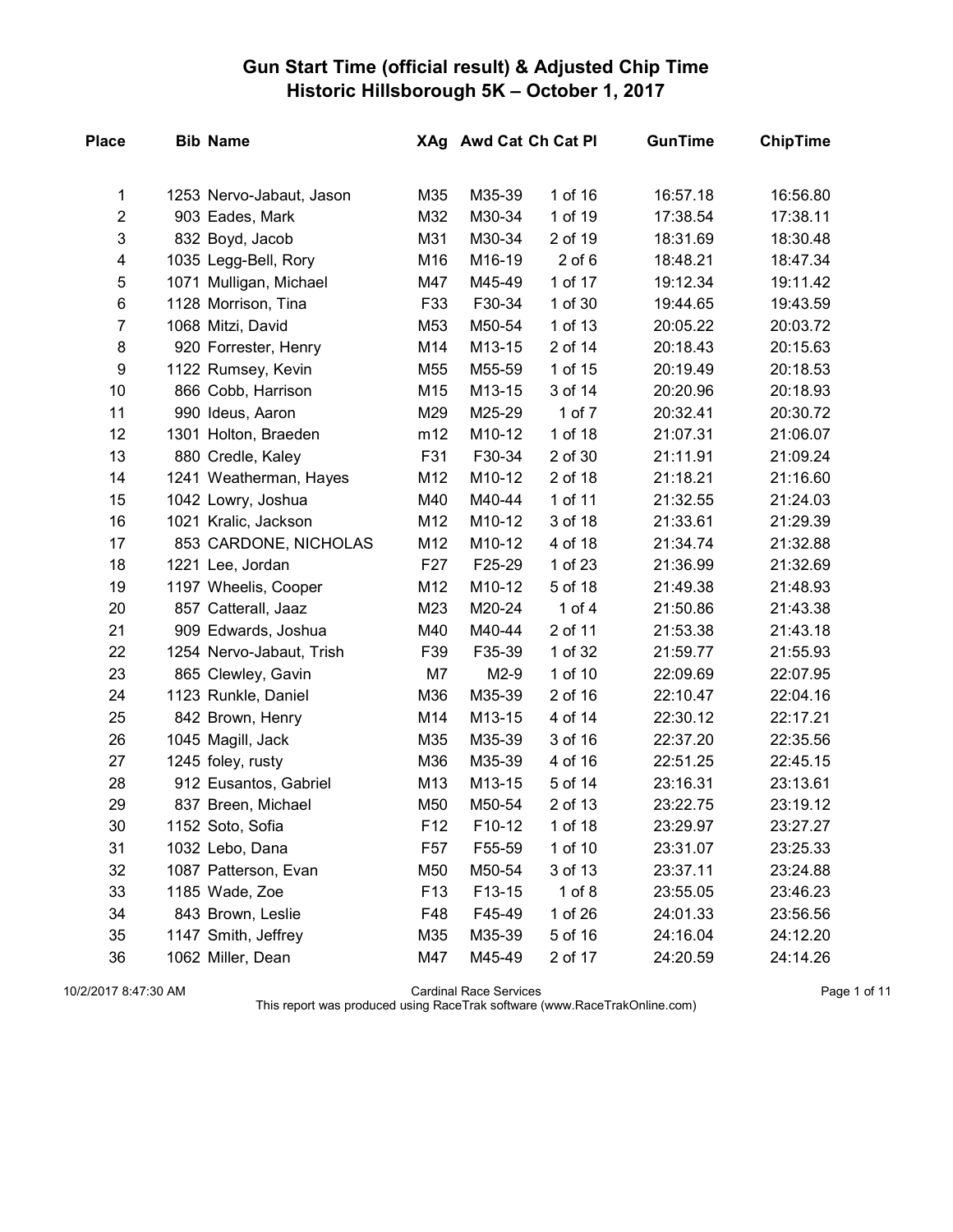# Gun Start Time (official result) & Adjusted Chip Time
## Historic Hillsborough 5K – October 1, 2017

| Place | Bib | Name | XAg | Awd Cat | Ch Cat Pl | GunTime | ChipTime |
|---|---|---|---|---|---|---|---|
| 1 | 1253 | Nervo-Jabaut, Jason | M35 | M35-39 | 1 of 16 | 16:57.18 | 16:56.80 |
| 2 | 903 | Eades, Mark | M32 | M30-34 | 1 of 19 | 17:38.54 | 17:38.11 |
| 3 | 832 | Boyd, Jacob | M31 | M30-34 | 2 of 19 | 18:31.69 | 18:30.48 |
| 4 | 1035 | Legg-Bell, Rory | M16 | M16-19 | 2 of 6 | 18:48.21 | 18:47.34 |
| 5 | 1071 | Mulligan, Michael | M47 | M45-49 | 1 of 17 | 19:12.34 | 19:11.42 |
| 6 | 1128 | Morrison, Tina | F33 | F30-34 | 1 of 30 | 19:44.65 | 19:43.59 |
| 7 | 1068 | Mitzi, David | M53 | M50-54 | 1 of 13 | 20:05.22 | 20:03.72 |
| 8 | 920 | Forrester, Henry | M14 | M13-15 | 2 of 14 | 20:18.43 | 20:15.63 |
| 9 | 1122 | Rumsey, Kevin | M55 | M55-59 | 1 of 15 | 20:19.49 | 20:18.53 |
| 10 | 866 | Cobb, Harrison | M15 | M13-15 | 3 of 14 | 20:20.96 | 20:18.93 |
| 11 | 990 | Ideus, Aaron | M29 | M25-29 | 1 of 7 | 20:32.41 | 20:30.72 |
| 12 | 1301 | Holton, Braeden | m12 | M10-12 | 1 of 18 | 21:07.31 | 21:06.07 |
| 13 | 880 | Credle, Kaley | F31 | F30-34 | 2 of 30 | 21:11.91 | 21:09.24 |
| 14 | 1241 | Weatherman, Hayes | M12 | M10-12 | 2 of 18 | 21:18.21 | 21:16.60 |
| 15 | 1042 | Lowry, Joshua | M40 | M40-44 | 1 of 11 | 21:32.55 | 21:24.03 |
| 16 | 1021 | Kralic, Jackson | M12 | M10-12 | 3 of 18 | 21:33.61 | 21:29.39 |
| 17 | 853 | CARDONE, NICHOLAS | M12 | M10-12 | 4 of 18 | 21:34.74 | 21:32.88 |
| 18 | 1221 | Lee, Jordan | F27 | F25-29 | 1 of 23 | 21:36.99 | 21:32.69 |
| 19 | 1197 | Wheelis, Cooper | M12 | M10-12 | 5 of 18 | 21:49.38 | 21:48.93 |
| 20 | 857 | Catterall, Jaaz | M23 | M20-24 | 1 of 4 | 21:50.86 | 21:43.38 |
| 21 | 909 | Edwards, Joshua | M40 | M40-44 | 2 of 11 | 21:53.38 | 21:43.18 |
| 22 | 1254 | Nervo-Jabaut, Trish | F39 | F35-39 | 1 of 32 | 21:59.77 | 21:55.93 |
| 23 | 865 | Clewley, Gavin | M7 | M2-9 | 1 of 10 | 22:09.69 | 22:07.95 |
| 24 | 1123 | Runkle, Daniel | M36 | M35-39 | 2 of 16 | 22:10.47 | 22:04.16 |
| 25 | 842 | Brown, Henry | M14 | M13-15 | 4 of 14 | 22:30.12 | 22:17.21 |
| 26 | 1045 | Magill, Jack | M35 | M35-39 | 3 of 16 | 22:37.20 | 22:35.56 |
| 27 | 1245 | foley, rusty | M36 | M35-39 | 4 of 16 | 22:51.25 | 22:45.15 |
| 28 | 912 | Eusantos, Gabriel | M13 | M13-15 | 5 of 14 | 23:16.31 | 23:13.61 |
| 29 | 837 | Breen, Michael | M50 | M50-54 | 2 of 13 | 23:22.75 | 23:19.12 |
| 30 | 1152 | Soto, Sofia | F12 | F10-12 | 1 of 18 | 23:29.97 | 23:27.27 |
| 31 | 1032 | Lebo, Dana | F57 | F55-59 | 1 of 10 | 23:31.07 | 23:25.33 |
| 32 | 1087 | Patterson, Evan | M50 | M50-54 | 3 of 13 | 23:37.11 | 23:24.88 |
| 33 | 1185 | Wade, Zoe | F13 | F13-15 | 1 of 8 | 23:55.05 | 23:46.23 |
| 34 | 843 | Brown, Leslie | F48 | F45-49 | 1 of 26 | 24:01.33 | 23:56.56 |
| 35 | 1147 | Smith, Jeffrey | M35 | M35-39 | 5 of 16 | 24:16.04 | 24:12.20 |
| 36 | 1062 | Miller, Dean | M47 | M45-49 | 2 of 17 | 24:20.59 | 24:14.26 |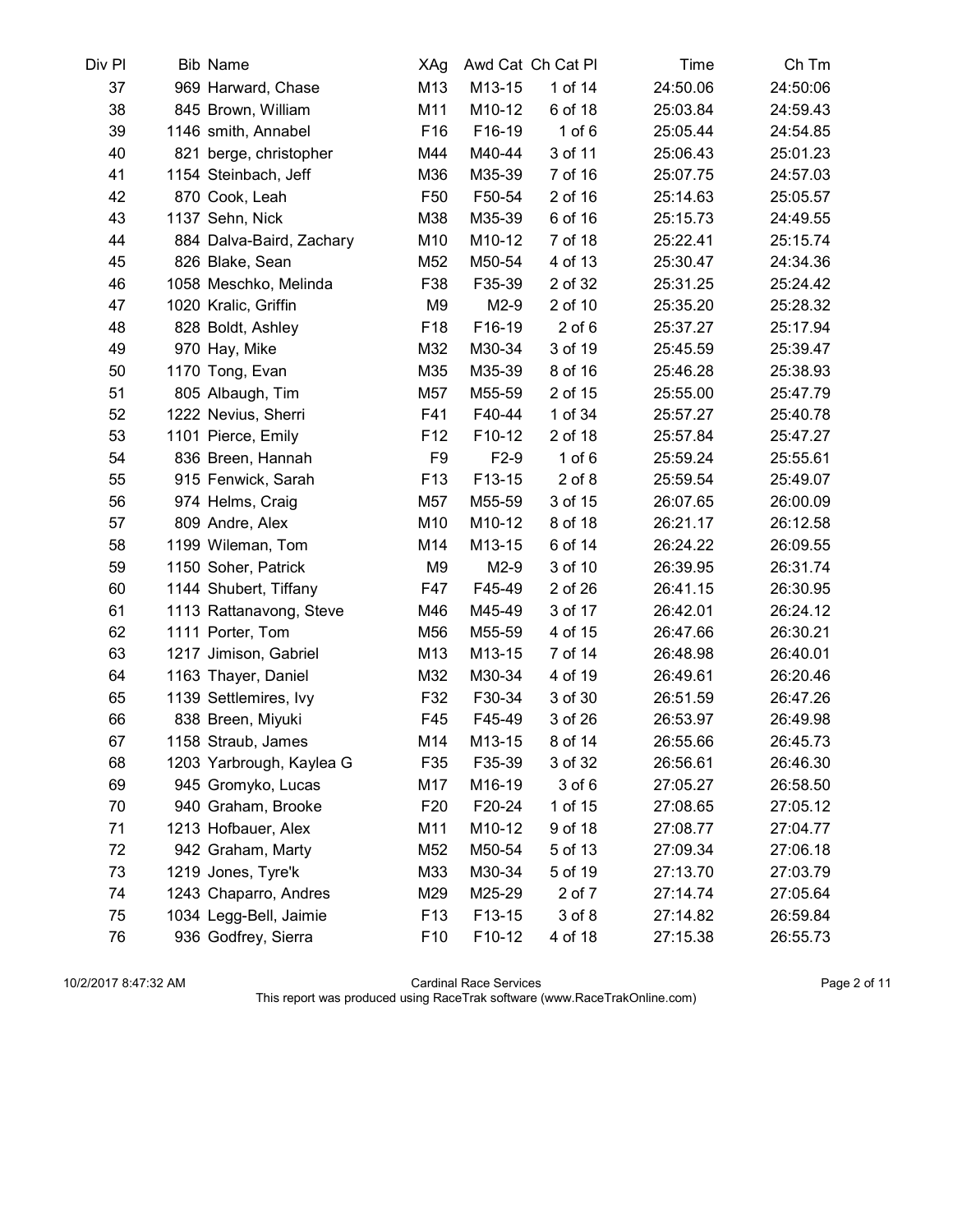| Div Pl | Bib | Name | XAg | Awd Cat | Ch Cat Pl | Time | Ch Tm |
|---|---|---|---|---|---|---|---|
| 37 | 969 | Harward, Chase | M13 | M13-15 | 1 of 14 | 24:50.06 | 24:50:06 |
| 38 | 845 | Brown, William | M11 | M10-12 | 6 of 18 | 25:03.84 | 24:59.43 |
| 39 | 1146 | smith, Annabel | F16 | F16-19 | 1 of 6 | 25:05.44 | 24:54.85 |
| 40 | 821 | berge, christopher | M44 | M40-44 | 3 of 11 | 25:06.43 | 25:01.23 |
| 41 | 1154 | Steinbach, Jeff | M36 | M35-39 | 7 of 16 | 25:07.75 | 24:57.03 |
| 42 | 870 | Cook, Leah | F50 | F50-54 | 2 of 16 | 25:14.63 | 25:05.57 |
| 43 | 1137 | Sehn, Nick | M38 | M35-39 | 6 of 16 | 25:15.73 | 24:49.55 |
| 44 | 884 | Dalva-Baird, Zachary | M10 | M10-12 | 7 of 18 | 25:22.41 | 25:15.74 |
| 45 | 826 | Blake, Sean | M52 | M50-54 | 4 of 13 | 25:30.47 | 24:34.36 |
| 46 | 1058 | Meschko, Melinda | F38 | F35-39 | 2 of 32 | 25:31.25 | 25:24.42 |
| 47 | 1020 | Kralic, Griffin | M9 | M2-9 | 2 of 10 | 25:35.20 | 25:28.32 |
| 48 | 828 | Boldt, Ashley | F18 | F16-19 | 2 of 6 | 25:37.27 | 25:17.94 |
| 49 | 970 | Hay, Mike | M32 | M30-34 | 3 of 19 | 25:45.59 | 25:39.47 |
| 50 | 1170 | Tong, Evan | M35 | M35-39 | 8 of 16 | 25:46.28 | 25:38.93 |
| 51 | 805 | Albaugh, Tim | M57 | M55-59 | 2 of 15 | 25:55.00 | 25:47.79 |
| 52 | 1222 | Nevius, Sherri | F41 | F40-44 | 1 of 34 | 25:57.27 | 25:40.78 |
| 53 | 1101 | Pierce, Emily | F12 | F10-12 | 2 of 18 | 25:57.84 | 25:47.27 |
| 54 | 836 | Breen, Hannah | F9 | F2-9 | 1 of 6 | 25:59.24 | 25:55.61 |
| 55 | 915 | Fenwick, Sarah | F13 | F13-15 | 2 of 8 | 25:59.54 | 25:49.07 |
| 56 | 974 | Helms, Craig | M57 | M55-59 | 3 of 15 | 26:07.65 | 26:00.09 |
| 57 | 809 | Andre, Alex | M10 | M10-12 | 8 of 18 | 26:21.17 | 26:12.58 |
| 58 | 1199 | Wileman, Tom | M14 | M13-15 | 6 of 14 | 26:24.22 | 26:09.55 |
| 59 | 1150 | Soher, Patrick | M9 | M2-9 | 3 of 10 | 26:39.95 | 26:31.74 |
| 60 | 1144 | Shubert, Tiffany | F47 | F45-49 | 2 of 26 | 26:41.15 | 26:30.95 |
| 61 | 1113 | Rattanavong, Steve | M46 | M45-49 | 3 of 17 | 26:42.01 | 26:24.12 |
| 62 | 1111 | Porter, Tom | M56 | M55-59 | 4 of 15 | 26:47.66 | 26:30.21 |
| 63 | 1217 | Jimison, Gabriel | M13 | M13-15 | 7 of 14 | 26:48.98 | 26:40.01 |
| 64 | 1163 | Thayer, Daniel | M32 | M30-34 | 4 of 19 | 26:49.61 | 26:20.46 |
| 65 | 1139 | Settlemires, Ivy | F32 | F30-34 | 3 of 30 | 26:51.59 | 26:47.26 |
| 66 | 838 | Breen, Miyuki | F45 | F45-49 | 3 of 26 | 26:53.97 | 26:49.98 |
| 67 | 1158 | Straub, James | M14 | M13-15 | 8 of 14 | 26:55.66 | 26:45.73 |
| 68 | 1203 | Yarbrough, Kaylea G | F35 | F35-39 | 3 of 32 | 26:56.61 | 26:46.30 |
| 69 | 945 | Gromyko, Lucas | M17 | M16-19 | 3 of 6 | 27:05.27 | 26:58.50 |
| 70 | 940 | Graham, Brooke | F20 | F20-24 | 1 of 15 | 27:08.65 | 27:05.12 |
| 71 | 1213 | Hofbauer, Alex | M11 | M10-12 | 9 of 18 | 27:08.77 | 27:04.77 |
| 72 | 942 | Graham, Marty | M52 | M50-54 | 5 of 13 | 27:09.34 | 27:06.18 |
| 73 | 1219 | Jones, Tyre'k | M33 | M30-34 | 5 of 19 | 27:13.70 | 27:03.79 |
| 74 | 1243 | Chaparro, Andres | M29 | M25-29 | 2 of 7 | 27:14.74 | 27:05.64 |
| 75 | 1034 | Legg-Bell, Jaimie | F13 | F13-15 | 3 of 8 | 27:14.82 | 26:59.84 |
| 76 | 936 | Godfrey, Sierra | F10 | F10-12 | 4 of 18 | 27:15.38 | 26:55.73 |

10/2/2017 8:47:32 AM — Cardinal Race Services

This report was produced using RaceTrak software (www.RaceTrakOnline.com)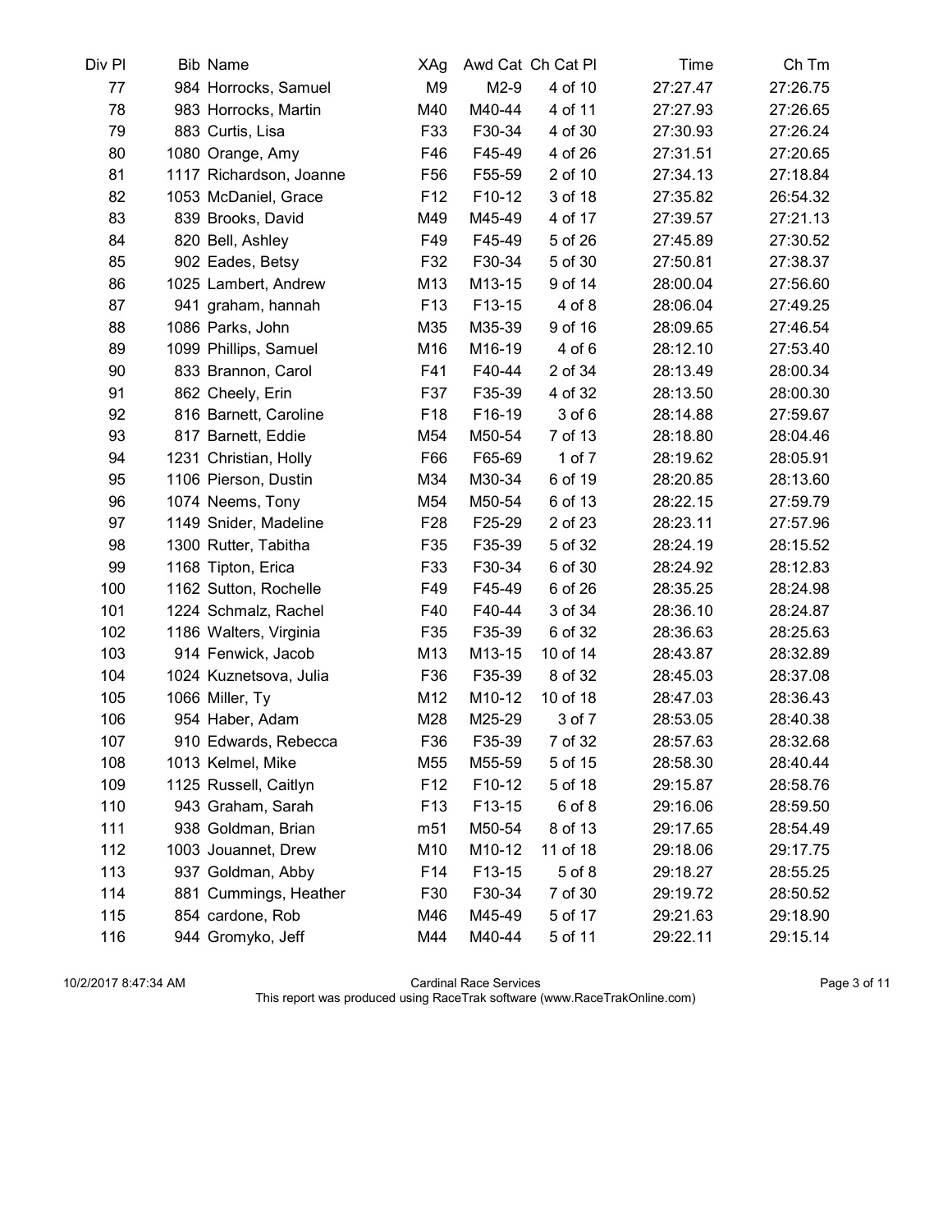| Div Pl | Bib | Name | XAg | Awd Cat | Ch Cat Pl | Time | Ch Tm |
|---|---|---|---|---|---|---|---|
| 77 | 984 | Horrocks, Samuel | M9 | M2-9 | 4 of 10 | 27:27.47 | 27:26.75 |
| 78 | 983 | Horrocks, Martin | M40 | M40-44 | 4 of 11 | 27:27.93 | 27:26.65 |
| 79 | 883 | Curtis, Lisa | F33 | F30-34 | 4 of 30 | 27:30.93 | 27:26.24 |
| 80 | 1080 | Orange, Amy | F46 | F45-49 | 4 of 26 | 27:31.51 | 27:20.65 |
| 81 | 1117 | Richardson, Joanne | F56 | F55-59 | 2 of 10 | 27:34.13 | 27:18.84 |
| 82 | 1053 | McDaniel, Grace | F12 | F10-12 | 3 of 18 | 27:35.82 | 26:54.32 |
| 83 | 839 | Brooks, David | M49 | M45-49 | 4 of 17 | 27:39.57 | 27:21.13 |
| 84 | 820 | Bell, Ashley | F49 | F45-49 | 5 of 26 | 27:45.89 | 27:30.52 |
| 85 | 902 | Eades, Betsy | F32 | F30-34 | 5 of 30 | 27:50.81 | 27:38.37 |
| 86 | 1025 | Lambert, Andrew | M13 | M13-15 | 9 of 14 | 28:00.04 | 27:56.60 |
| 87 | 941 | graham, hannah | F13 | F13-15 | 4 of 8 | 28:06.04 | 27:49.25 |
| 88 | 1086 | Parks, John | M35 | M35-39 | 9 of 16 | 28:09.65 | 27:46.54 |
| 89 | 1099 | Phillips, Samuel | M16 | M16-19 | 4 of 6 | 28:12.10 | 27:53.40 |
| 90 | 833 | Brannon, Carol | F41 | F40-44 | 2 of 34 | 28:13.49 | 28:00.34 |
| 91 | 862 | Cheely, Erin | F37 | F35-39 | 4 of 32 | 28:13.50 | 28:00.30 |
| 92 | 816 | Barnett, Caroline | F18 | F16-19 | 3 of 6 | 28:14.88 | 27:59.67 |
| 93 | 817 | Barnett, Eddie | M54 | M50-54 | 7 of 13 | 28:18.80 | 28:04.46 |
| 94 | 1231 | Christian, Holly | F66 | F65-69 | 1 of 7 | 28:19.62 | 28:05.91 |
| 95 | 1106 | Pierson, Dustin | M34 | M30-34 | 6 of 19 | 28:20.85 | 28:13.60 |
| 96 | 1074 | Neems, Tony | M54 | M50-54 | 6 of 13 | 28:22.15 | 27:59.79 |
| 97 | 1149 | Snider, Madeline | F28 | F25-29 | 2 of 23 | 28:23.11 | 27:57.96 |
| 98 | 1300 | Rutter, Tabitha | F35 | F35-39 | 5 of 32 | 28:24.19 | 28:15.52 |
| 99 | 1168 | Tipton, Erica | F33 | F30-34 | 6 of 30 | 28:24.92 | 28:12.83 |
| 100 | 1162 | Sutton, Rochelle | F49 | F45-49 | 6 of 26 | 28:35.25 | 28:24.98 |
| 101 | 1224 | Schmalz, Rachel | F40 | F40-44 | 3 of 34 | 28:36.10 | 28:24.87 |
| 102 | 1186 | Walters, Virginia | F35 | F35-39 | 6 of 32 | 28:36.63 | 28:25.63 |
| 103 | 914 | Fenwick, Jacob | M13 | M13-15 | 10 of 14 | 28:43.87 | 28:32.89 |
| 104 | 1024 | Kuznetsova, Julia | F36 | F35-39 | 8 of 32 | 28:45.03 | 28:37.08 |
| 105 | 1066 | Miller, Ty | M12 | M10-12 | 10 of 18 | 28:47.03 | 28:36.43 |
| 106 | 954 | Haber, Adam | M28 | M25-29 | 3 of 7 | 28:53.05 | 28:40.38 |
| 107 | 910 | Edwards, Rebecca | F36 | F35-39 | 7 of 32 | 28:57.63 | 28:32.68 |
| 108 | 1013 | Kelmel, Mike | M55 | M55-59 | 5 of 15 | 28:58.30 | 28:40.44 |
| 109 | 1125 | Russell, Caitlyn | F12 | F10-12 | 5 of 18 | 29:15.87 | 28:58.76 |
| 110 | 943 | Graham, Sarah | F13 | F13-15 | 6 of 8 | 29:16.06 | 28:59.50 |
| 111 | 938 | Goldman, Brian | m51 | M50-54 | 8 of 13 | 29:17.65 | 28:54.49 |
| 112 | 1003 | Jouannet, Drew | M10 | M10-12 | 11 of 18 | 29:18.06 | 29:17.75 |
| 113 | 937 | Goldman, Abby | F14 | F13-15 | 5 of 8 | 29:18.27 | 28:55.25 |
| 114 | 881 | Cummings, Heather | F30 | F30-34 | 7 of 30 | 29:19.72 | 28:50.52 |
| 115 | 854 | cardone, Rob | M46 | M45-49 | 5 of 17 | 29:21.63 | 29:18.90 |
| 116 | 944 | Gromyko, Jeff | M44 | M40-44 | 5 of 11 | 29:22.11 | 29:15.14 |

10/2/2017 8:47:34 AM — Cardinal Race Services

This report was produced using RaceTrak software (www.RaceTrakOnline.com)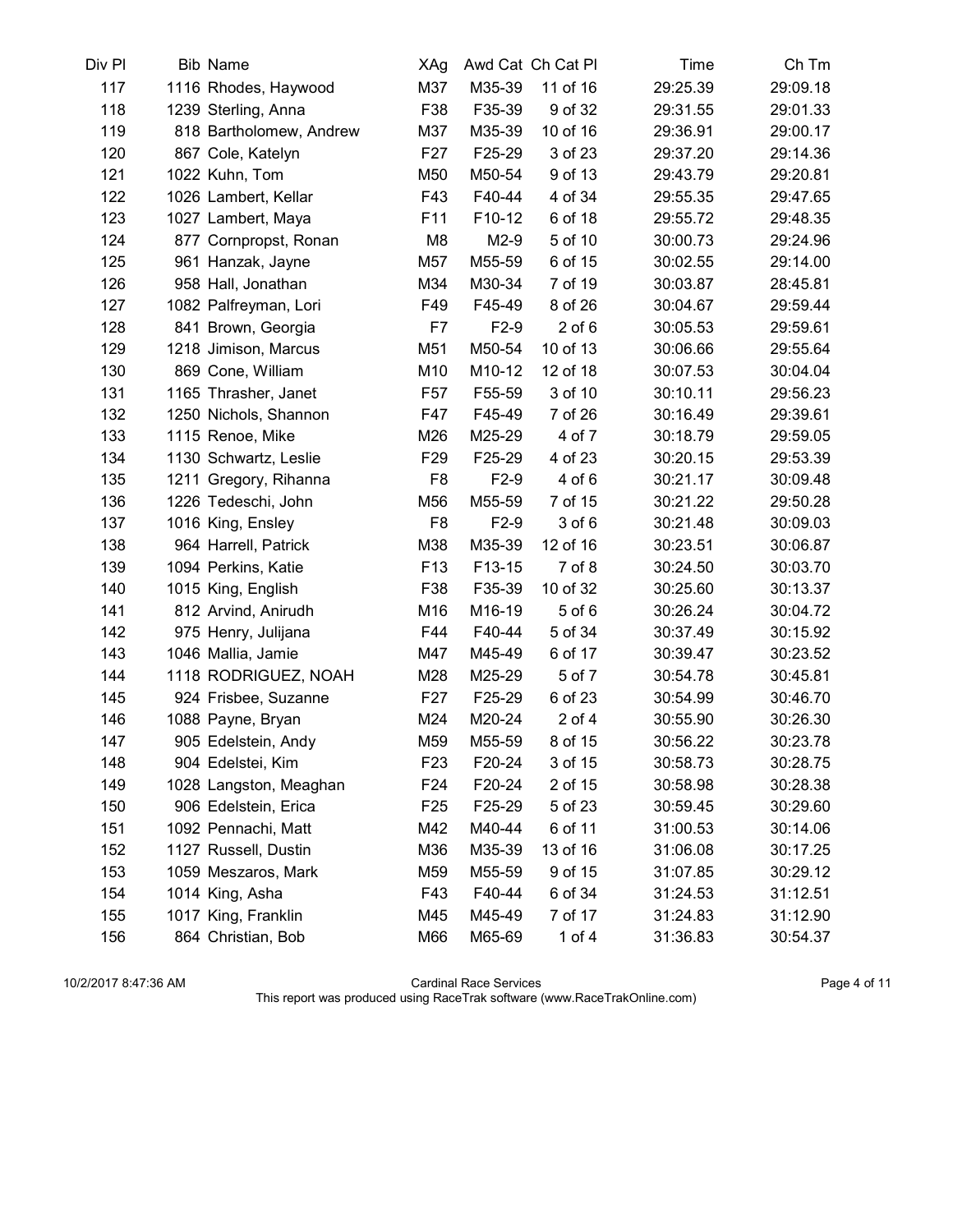| Div Pl | Bib | Name | XAg | Awd Cat | Ch Cat Pl | Time | Ch Tm |
|---|---|---|---|---|---|---|---|
| 117 | 1116 | Rhodes, Haywood | M37 | M35-39 | 11 of 16 | 29:25.39 | 29:09.18 |
| 118 | 1239 | Sterling, Anna | F38 | F35-39 | 9 of 32 | 29:31.55 | 29:01.33 |
| 119 | 818 | Bartholomew, Andrew | M37 | M35-39 | 10 of 16 | 29:36.91 | 29:00.17 |
| 120 | 867 | Cole, Katelyn | F27 | F25-29 | 3 of 23 | 29:37.20 | 29:14.36 |
| 121 | 1022 | Kuhn, Tom | M50 | M50-54 | 9 of 13 | 29:43.79 | 29:20.81 |
| 122 | 1026 | Lambert, Kellar | F43 | F40-44 | 4 of 34 | 29:55.35 | 29:47.65 |
| 123 | 1027 | Lambert, Maya | F11 | F10-12 | 6 of 18 | 29:55.72 | 29:48.35 |
| 124 | 877 | Cornpropst, Ronan | M8 | M2-9 | 5 of 10 | 30:00.73 | 29:24.96 |
| 125 | 961 | Hanzak, Jayne | M57 | M55-59 | 6 of 15 | 30:02.55 | 29:14.00 |
| 126 | 958 | Hall, Jonathan | M34 | M30-34 | 7 of 19 | 30:03.87 | 28:45.81 |
| 127 | 1082 | Palfreyman, Lori | F49 | F45-49 | 8 of 26 | 30:04.67 | 29:59.44 |
| 128 | 841 | Brown, Georgia | F7 | F2-9 | 2 of 6 | 30:05.53 | 29:59.61 |
| 129 | 1218 | Jimison, Marcus | M51 | M50-54 | 10 of 13 | 30:06.66 | 29:55.64 |
| 130 | 869 | Cone, William | M10 | M10-12 | 12 of 18 | 30:07.53 | 30:04.04 |
| 131 | 1165 | Thrasher, Janet | F57 | F55-59 | 3 of 10 | 30:10.11 | 29:56.23 |
| 132 | 1250 | Nichols, Shannon | F47 | F45-49 | 7 of 26 | 30:16.49 | 29:39.61 |
| 133 | 1115 | Renoe, Mike | M26 | M25-29 | 4 of 7 | 30:18.79 | 29:59.05 |
| 134 | 1130 | Schwartz, Leslie | F29 | F25-29 | 4 of 23 | 30:20.15 | 29:53.39 |
| 135 | 1211 | Gregory, Rihanna | F8 | F2-9 | 4 of 6 | 30:21.17 | 30:09.48 |
| 136 | 1226 | Tedeschi, John | M56 | M55-59 | 7 of 15 | 30:21.22 | 29:50.28 |
| 137 | 1016 | King, Ensley | F8 | F2-9 | 3 of 6 | 30:21.48 | 30:09.03 |
| 138 | 964 | Harrell, Patrick | M38 | M35-39 | 12 of 16 | 30:23.51 | 30:06.87 |
| 139 | 1094 | Perkins, Katie | F13 | F13-15 | 7 of 8 | 30:24.50 | 30:03.70 |
| 140 | 1015 | King, English | F38 | F35-39 | 10 of 32 | 30:25.60 | 30:13.37 |
| 141 | 812 | Arvind, Anirudh | M16 | M16-19 | 5 of 6 | 30:26.24 | 30:04.72 |
| 142 | 975 | Henry, Julijana | F44 | F40-44 | 5 of 34 | 30:37.49 | 30:15.92 |
| 143 | 1046 | Mallia, Jamie | M47 | M45-49 | 6 of 17 | 30:39.47 | 30:23.52 |
| 144 | 1118 | RODRIGUEZ, NOAH | M28 | M25-29 | 5 of 7 | 30:54.78 | 30:45.81 |
| 145 | 924 | Frisbee, Suzanne | F27 | F25-29 | 6 of 23 | 30:54.99 | 30:46.70 |
| 146 | 1088 | Payne, Bryan | M24 | M20-24 | 2 of 4 | 30:55.90 | 30:26.30 |
| 147 | 905 | Edelstein, Andy | M59 | M55-59 | 8 of 15 | 30:56.22 | 30:23.78 |
| 148 | 904 | Edelstei, Kim | F23 | F20-24 | 3 of 15 | 30:58.73 | 30:28.75 |
| 149 | 1028 | Langston, Meaghan | F24 | F20-24 | 2 of 15 | 30:58.98 | 30:28.38 |
| 150 | 906 | Edelstein, Erica | F25 | F25-29 | 5 of 23 | 30:59.45 | 30:29.60 |
| 151 | 1092 | Pennachi, Matt | M42 | M40-44 | 6 of 11 | 31:00.53 | 30:14.06 |
| 152 | 1127 | Russell, Dustin | M36 | M35-39 | 13 of 16 | 31:06.08 | 30:17.25 |
| 153 | 1059 | Meszaros, Mark | M59 | M55-59 | 9 of 15 | 31:07.85 | 30:29.12 |
| 154 | 1014 | King, Asha | F43 | F40-44 | 6 of 34 | 31:24.53 | 31:12.51 |
| 155 | 1017 | King, Franklin | M45 | M45-49 | 7 of 17 | 31:24.83 | 31:12.90 |
| 156 | 864 | Christian, Bob | M66 | M65-69 | 1 of 4 | 31:36.83 | 30:54.37 |

10/2/2017 8:47:36 AM Cardinal Race Services
This report was produced using RaceTrak software (www.RaceTrakOnline.com)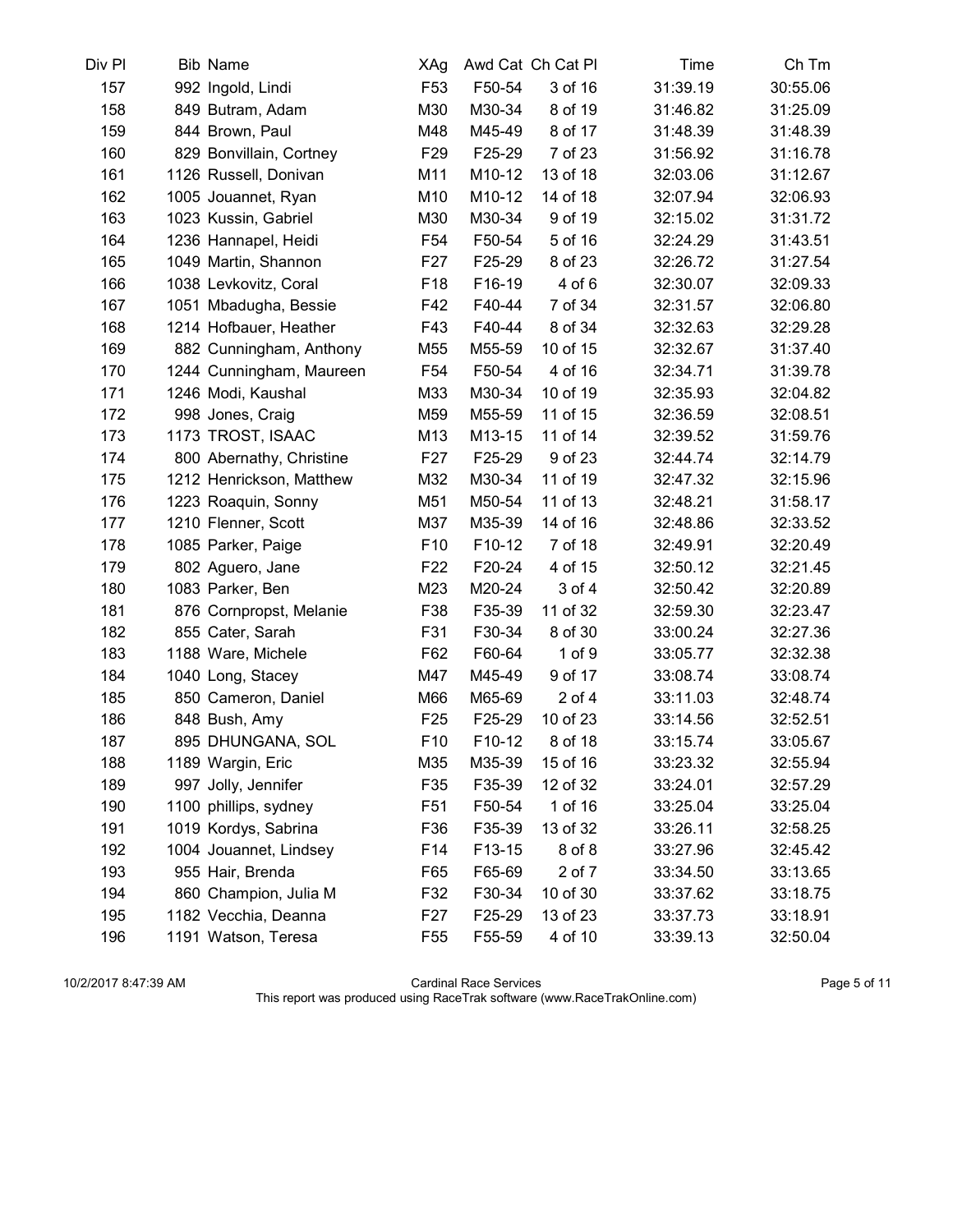| Div Pl | Bib | Name | XAg | Awd Cat | Ch Cat Pl | Time | Ch Tm |
|---|---|---|---|---|---|---|---|
| 157 | 992 | Ingold, Lindi | F53 | F50-54 | 3 of 16 | 31:39.19 | 30:55.06 |
| 158 | 849 | Butram, Adam | M30 | M30-34 | 8 of 19 | 31:46.82 | 31:25.09 |
| 159 | 844 | Brown, Paul | M48 | M45-49 | 8 of 17 | 31:48.39 | 31:48.39 |
| 160 | 829 | Bonvillain, Cortney | F29 | F25-29 | 7 of 23 | 31:56.92 | 31:16.78 |
| 161 | 1126 | Russell, Donivan | M11 | M10-12 | 13 of 18 | 32:03.06 | 31:12.67 |
| 162 | 1005 | Jouannet, Ryan | M10 | M10-12 | 14 of 18 | 32:07.94 | 32:06.93 |
| 163 | 1023 | Kussin, Gabriel | M30 | M30-34 | 9 of 19 | 32:15.02 | 31:31.72 |
| 164 | 1236 | Hannapel, Heidi | F54 | F50-54 | 5 of 16 | 32:24.29 | 31:43.51 |
| 165 | 1049 | Martin, Shannon | F27 | F25-29 | 8 of 23 | 32:26.72 | 31:27.54 |
| 166 | 1038 | Levkovitz, Coral | F18 | F16-19 | 4 of 6 | 32:30.07 | 32:09.33 |
| 167 | 1051 | Mbadugha, Bessie | F42 | F40-44 | 7 of 34 | 32:31.57 | 32:06.80 |
| 168 | 1214 | Hofbauer, Heather | F43 | F40-44 | 8 of 34 | 32:32.63 | 32:29.28 |
| 169 | 882 | Cunningham, Anthony | M55 | M55-59 | 10 of 15 | 32:32.67 | 31:37.40 |
| 170 | 1244 | Cunningham, Maureen | F54 | F50-54 | 4 of 16 | 32:34.71 | 31:39.78 |
| 171 | 1246 | Modi, Kaushal | M33 | M30-34 | 10 of 19 | 32:35.93 | 32:04.82 |
| 172 | 998 | Jones, Craig | M59 | M55-59 | 11 of 15 | 32:36.59 | 32:08.51 |
| 173 | 1173 | TROST, ISAAC | M13 | M13-15 | 11 of 14 | 32:39.52 | 31:59.76 |
| 174 | 800 | Abernathy, Christine | F27 | F25-29 | 9 of 23 | 32:44.74 | 32:14.79 |
| 175 | 1212 | Henrickson, Matthew | M32 | M30-34 | 11 of 19 | 32:47.32 | 32:15.96 |
| 176 | 1223 | Roaquin, Sonny | M51 | M50-54 | 11 of 13 | 32:48.21 | 31:58.17 |
| 177 | 1210 | Flenner, Scott | M37 | M35-39 | 14 of 16 | 32:48.86 | 32:33.52 |
| 178 | 1085 | Parker, Paige | F10 | F10-12 | 7 of 18 | 32:49.91 | 32:20.49 |
| 179 | 802 | Aguero, Jane | F22 | F20-24 | 4 of 15 | 32:50.12 | 32:21.45 |
| 180 | 1083 | Parker, Ben | M23 | M20-24 | 3 of 4 | 32:50.42 | 32:20.89 |
| 181 | 876 | Cornpropst, Melanie | F38 | F35-39 | 11 of 32 | 32:59.30 | 32:23.47 |
| 182 | 855 | Cater, Sarah | F31 | F30-34 | 8 of 30 | 33:00.24 | 32:27.36 |
| 183 | 1188 | Ware, Michele | F62 | F60-64 | 1 of 9 | 33:05.77 | 32:32.38 |
| 184 | 1040 | Long, Stacey | M47 | M45-49 | 9 of 17 | 33:08.74 | 33:08.74 |
| 185 | 850 | Cameron, Daniel | M66 | M65-69 | 2 of 4 | 33:11.03 | 32:48.74 |
| 186 | 848 | Bush, Amy | F25 | F25-29 | 10 of 23 | 33:14.56 | 32:52.51 |
| 187 | 895 | DHUNGANA, SOL | F10 | F10-12 | 8 of 18 | 33:15.74 | 33:05.67 |
| 188 | 1189 | Wargin, Eric | M35 | M35-39 | 15 of 16 | 33:23.32 | 32:55.94 |
| 189 | 997 | Jolly, Jennifer | F35 | F35-39 | 12 of 32 | 33:24.01 | 32:57.29 |
| 190 | 1100 | phillips, sydney | F51 | F50-54 | 1 of 16 | 33:25.04 | 33:25.04 |
| 191 | 1019 | Kordys, Sabrina | F36 | F35-39 | 13 of 32 | 33:26.11 | 32:58.25 |
| 192 | 1004 | Jouannet, Lindsey | F14 | F13-15 | 8 of 8 | 33:27.96 | 32:45.42 |
| 193 | 955 | Hair, Brenda | F65 | F65-69 | 2 of 7 | 33:34.50 | 33:13.65 |
| 194 | 860 | Champion, Julia M | F32 | F30-34 | 10 of 30 | 33:37.62 | 33:18.75 |
| 195 | 1182 | Vecchia, Deanna | F27 | F25-29 | 13 of 23 | 33:37.73 | 33:18.91 |
| 196 | 1191 | Watson, Teresa | F55 | F55-59 | 4 of 10 | 33:39.13 | 32:50.04 |

10/2/2017 8:47:39 AM

Cardinal Race Services

This report was produced using RaceTrak software (www.RaceTrakOnline.com)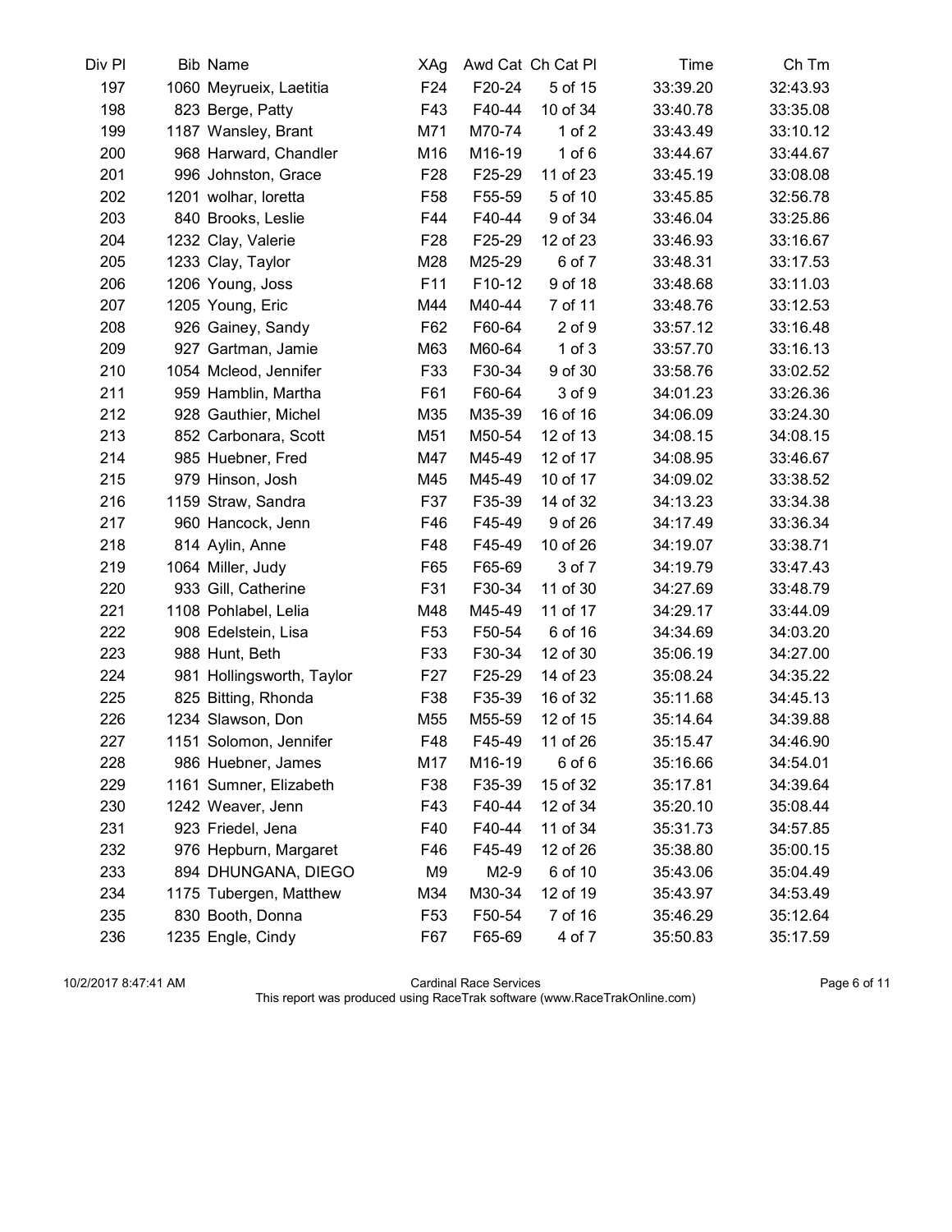| Div Pl | Bib | Name | XAg | Awd Cat | Ch Cat Pl | Time | Ch Tm |
|---|---|---|---|---|---|---|---|
| 197 | 1060 | Meyrueix, Laetitia | F24 | F20-24 | 5 of 15 | 33:39.20 | 32:43.93 |
| 198 | 823 | Berge, Patty | F43 | F40-44 | 10 of 34 | 33:40.78 | 33:35.08 |
| 199 | 1187 | Wansley, Brant | M71 | M70-74 | 1 of 2 | 33:43.49 | 33:10.12 |
| 200 | 968 | Harward, Chandler | M16 | M16-19 | 1 of 6 | 33:44.67 | 33:44.67 |
| 201 | 996 | Johnston, Grace | F28 | F25-29 | 11 of 23 | 33:45.19 | 33:08.08 |
| 202 | 1201 | wolhar, loretta | F58 | F55-59 | 5 of 10 | 33:45.85 | 32:56.78 |
| 203 | 840 | Brooks, Leslie | F44 | F40-44 | 9 of 34 | 33:46.04 | 33:25.86 |
| 204 | 1232 | Clay, Valerie | F28 | F25-29 | 12 of 23 | 33:46.93 | 33:16.67 |
| 205 | 1233 | Clay, Taylor | M28 | M25-29 | 6 of 7 | 33:48.31 | 33:17.53 |
| 206 | 1206 | Young, Joss | F11 | F10-12 | 9 of 18 | 33:48.68 | 33:11.03 |
| 207 | 1205 | Young, Eric | M44 | M40-44 | 7 of 11 | 33:48.76 | 33:12.53 |
| 208 | 926 | Gainey, Sandy | F62 | F60-64 | 2 of 9 | 33:57.12 | 33:16.48 |
| 209 | 927 | Gartman, Jamie | M63 | M60-64 | 1 of 3 | 33:57.70 | 33:16.13 |
| 210 | 1054 | Mcleod, Jennifer | F33 | F30-34 | 9 of 30 | 33:58.76 | 33:02.52 |
| 211 | 959 | Hamblin, Martha | F61 | F60-64 | 3 of 9 | 34:01.23 | 33:26.36 |
| 212 | 928 | Gauthier, Michel | M35 | M35-39 | 16 of 16 | 34:06.09 | 33:24.30 |
| 213 | 852 | Carbonara, Scott | M51 | M50-54 | 12 of 13 | 34:08.15 | 34:08.15 |
| 214 | 985 | Huebner, Fred | M47 | M45-49 | 12 of 17 | 34:08.95 | 33:46.67 |
| 215 | 979 | Hinson, Josh | M45 | M45-49 | 10 of 17 | 34:09.02 | 33:38.52 |
| 216 | 1159 | Straw, Sandra | F37 | F35-39 | 14 of 32 | 34:13.23 | 33:34.38 |
| 217 | 960 | Hancock, Jenn | F46 | F45-49 | 9 of 26 | 34:17.49 | 33:36.34 |
| 218 | 814 | Aylin, Anne | F48 | F45-49 | 10 of 26 | 34:19.07 | 33:38.71 |
| 219 | 1064 | Miller, Judy | F65 | F65-69 | 3 of 7 | 34:19.79 | 33:47.43 |
| 220 | 933 | Gill, Catherine | F31 | F30-34 | 11 of 30 | 34:27.69 | 33:48.79 |
| 221 | 1108 | Pohlabel, Lelia | M48 | M45-49 | 11 of 17 | 34:29.17 | 33:44.09 |
| 222 | 908 | Edelstein, Lisa | F53 | F50-54 | 6 of 16 | 34:34.69 | 34:03.20 |
| 223 | 988 | Hunt, Beth | F33 | F30-34 | 12 of 30 | 35:06.19 | 34:27.00 |
| 224 | 981 | Hollingsworth, Taylor | F27 | F25-29 | 14 of 23 | 35:08.24 | 34:35.22 |
| 225 | 825 | Bitting, Rhonda | F38 | F35-39 | 16 of 32 | 35:11.68 | 34:45.13 |
| 226 | 1234 | Slawson, Don | M55 | M55-59 | 12 of 15 | 35:14.64 | 34:39.88 |
| 227 | 1151 | Solomon, Jennifer | F48 | F45-49 | 11 of 26 | 35:15.47 | 34:46.90 |
| 228 | 986 | Huebner, James | M17 | M16-19 | 6 of 6 | 35:16.66 | 34:54.01 |
| 229 | 1161 | Sumner, Elizabeth | F38 | F35-39 | 15 of 32 | 35:17.81 | 34:39.64 |
| 230 | 1242 | Weaver, Jenn | F43 | F40-44 | 12 of 34 | 35:20.10 | 35:08.44 |
| 231 | 923 | Friedel, Jena | F40 | F40-44 | 11 of 34 | 35:31.73 | 34:57.85 |
| 232 | 976 | Hepburn, Margaret | F46 | F45-49 | 12 of 26 | 35:38.80 | 35:00.15 |
| 233 | 894 | DHUNGANA, DIEGO | M9 | M2-9 | 6 of 10 | 35:43.06 | 35:04.49 |
| 234 | 1175 | Tubergen, Matthew | M34 | M30-34 | 12 of 19 | 35:43.97 | 34:53.49 |
| 235 | 830 | Booth, Donna | F53 | F50-54 | 7 of 16 | 35:46.29 | 35:12.64 |
| 236 | 1235 | Engle, Cindy | F67 | F65-69 | 4 of 7 | 35:50.83 | 35:17.59 |

10/2/2017 8:47:41 AM — Cardinal Race Services
This report was produced using RaceTrak software (www.RaceTrakOnline.com)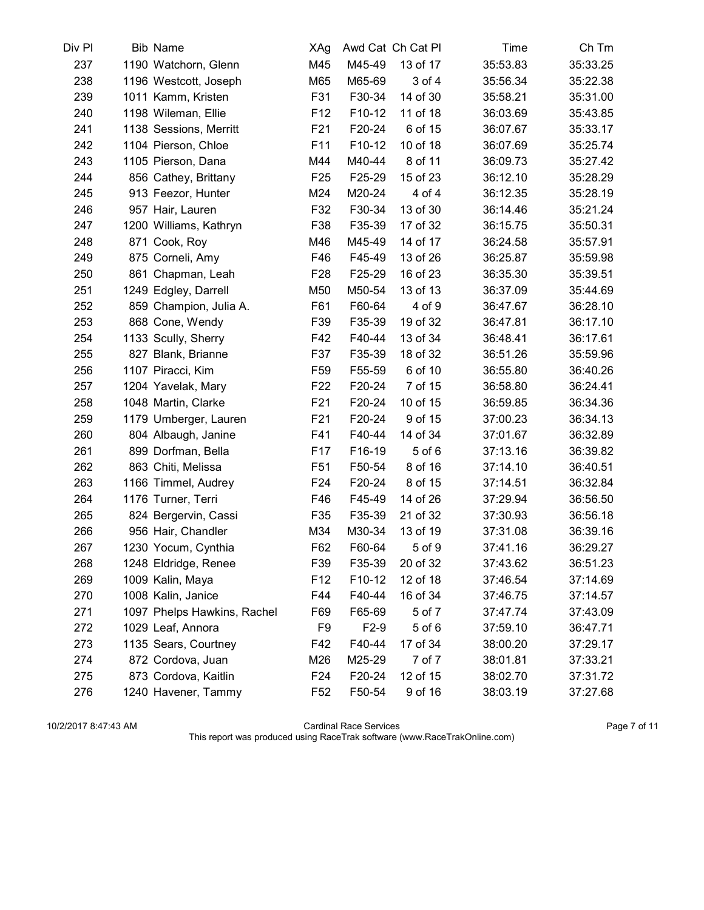| Div Pl | Bib | Name | XAg | Awd Cat | Ch Cat Pl | Time | Ch Tm |
|---|---|---|---|---|---|---|---|
| 237 | 1190 | Watchorn, Glenn | M45 | M45-49 | 13 of 17 | 35:53.83 | 35:33.25 |
| 238 | 1196 | Westcott, Joseph | M65 | M65-69 | 3 of 4 | 35:56.34 | 35:22.38 |
| 239 | 1011 | Kamm, Kristen | F31 | F30-34 | 14 of 30 | 35:58.21 | 35:31.00 |
| 240 | 1198 | Wileman, Ellie | F12 | F10-12 | 11 of 18 | 36:03.69 | 35:43.85 |
| 241 | 1138 | Sessions, Merritt | F21 | F20-24 | 6 of 15 | 36:07.67 | 35:33.17 |
| 242 | 1104 | Pierson, Chloe | F11 | F10-12 | 10 of 18 | 36:07.69 | 35:25.74 |
| 243 | 1105 | Pierson, Dana | M44 | M40-44 | 8 of 11 | 36:09.73 | 35:27.42 |
| 244 | 856 | Cathey, Brittany | F25 | F25-29 | 15 of 23 | 36:12.10 | 35:28.29 |
| 245 | 913 | Feezor, Hunter | M24 | M20-24 | 4 of 4 | 36:12.35 | 35:28.19 |
| 246 | 957 | Hair, Lauren | F32 | F30-34 | 13 of 30 | 36:14.46 | 35:21.24 |
| 247 | 1200 | Williams, Kathryn | F38 | F35-39 | 17 of 32 | 36:15.75 | 35:50.31 |
| 248 | 871 | Cook, Roy | M46 | M45-49 | 14 of 17 | 36:24.58 | 35:57.91 |
| 249 | 875 | Corneli, Amy | F46 | F45-49 | 13 of 26 | 36:25.87 | 35:59.98 |
| 250 | 861 | Chapman, Leah | F28 | F25-29 | 16 of 23 | 36:35.30 | 35:39.51 |
| 251 | 1249 | Edgley, Darrell | M50 | M50-54 | 13 of 13 | 36:37.09 | 35:44.69 |
| 252 | 859 | Champion, Julia A. | F61 | F60-64 | 4 of 9 | 36:47.67 | 36:28.10 |
| 253 | 868 | Cone, Wendy | F39 | F35-39 | 19 of 32 | 36:47.81 | 36:17.10 |
| 254 | 1133 | Scully, Sherry | F42 | F40-44 | 13 of 34 | 36:48.41 | 36:17.61 |
| 255 | 827 | Blank, Brianne | F37 | F35-39 | 18 of 32 | 36:51.26 | 35:59.96 |
| 256 | 1107 | Piracci, Kim | F59 | F55-59 | 6 of 10 | 36:55.80 | 36:40.26 |
| 257 | 1204 | Yavelak, Mary | F22 | F20-24 | 7 of 15 | 36:58.80 | 36:24.41 |
| 258 | 1048 | Martin, Clarke | F21 | F20-24 | 10 of 15 | 36:59.85 | 36:34.36 |
| 259 | 1179 | Umberger, Lauren | F21 | F20-24 | 9 of 15 | 37:00.23 | 36:34.13 |
| 260 | 804 | Albaugh, Janine | F41 | F40-44 | 14 of 34 | 37:01.67 | 36:32.89 |
| 261 | 899 | Dorfman, Bella | F17 | F16-19 | 5 of 6 | 37:13.16 | 36:39.82 |
| 262 | 863 | Chiti, Melissa | F51 | F50-54 | 8 of 16 | 37:14.10 | 36:40.51 |
| 263 | 1166 | Timmel, Audrey | F24 | F20-24 | 8 of 15 | 37:14.51 | 36:32.84 |
| 264 | 1176 | Turner, Terri | F46 | F45-49 | 14 of 26 | 37:29.94 | 36:56.50 |
| 265 | 824 | Bergervin, Cassi | F35 | F35-39 | 21 of 32 | 37:30.93 | 36:56.18 |
| 266 | 956 | Hair, Chandler | M34 | M30-34 | 13 of 19 | 37:31.08 | 36:39.16 |
| 267 | 1230 | Yocum, Cynthia | F62 | F60-64 | 5 of 9 | 37:41.16 | 36:29.27 |
| 268 | 1248 | Eldridge, Renee | F39 | F35-39 | 20 of 32 | 37:43.62 | 36:51.23 |
| 269 | 1009 | Kalin, Maya | F12 | F10-12 | 12 of 18 | 37:46.54 | 37:14.69 |
| 270 | 1008 | Kalin, Janice | F44 | F40-44 | 16 of 34 | 37:46.75 | 37:14.57 |
| 271 | 1097 | Phelps Hawkins, Rachel | F69 | F65-69 | 5 of 7 | 37:47.74 | 37:43.09 |
| 272 | 1029 | Leaf, Annora | F9 | F2-9 | 5 of 6 | 37:59.10 | 36:47.71 |
| 273 | 1135 | Sears, Courtney | F42 | F40-44 | 17 of 34 | 38:00.20 | 37:29.17 |
| 274 | 872 | Cordova, Juan | M26 | M25-29 | 7 of 7 | 38:01.81 | 37:33.21 |
| 275 | 873 | Cordova, Kaitlin | F24 | F20-24 | 12 of 15 | 38:02.70 | 37:31.72 |
| 276 | 1240 | Havener, Tammy | F52 | F50-54 | 9 of 16 | 38:03.19 | 37:27.68 |

10/2/2017 8:47:43 AM Cardinal Race Services
This report was produced using RaceTrak software (www.RaceTrakOnline.com)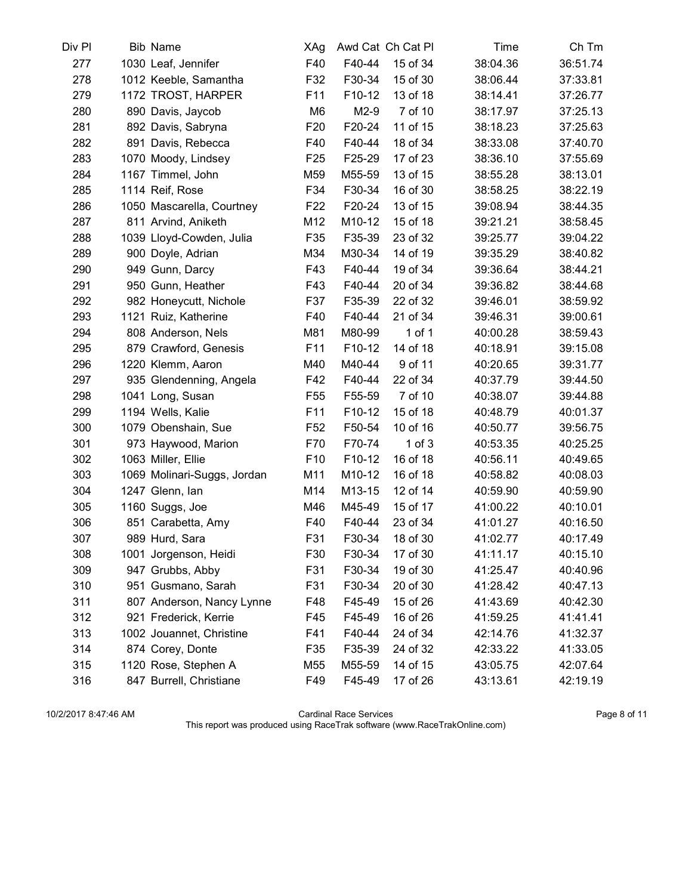| Div Pl | Bib | Name | XAg | Awd Cat | Ch Cat Pl | Time | Ch Tm |
|---|---|---|---|---|---|---|---|
| 277 | 1030 | Leaf, Jennifer | F40 | F40-44 | 15 of 34 | 38:04.36 | 36:51.74 |
| 278 | 1012 | Keeble, Samantha | F32 | F30-34 | 15 of 30 | 38:06.44 | 37:33.81 |
| 279 | 1172 | TROST, HARPER | F11 | F10-12 | 13 of 18 | 38:14.41 | 37:26.77 |
| 280 | 890 | Davis, Jaycob | M6 | M2-9 | 7 of 10 | 38:17.97 | 37:25.13 |
| 281 | 892 | Davis, Sabryna | F20 | F20-24 | 11 of 15 | 38:18.23 | 37:25.63 |
| 282 | 891 | Davis, Rebecca | F40 | F40-44 | 18 of 34 | 38:33.08 | 37:40.70 |
| 283 | 1070 | Moody, Lindsey | F25 | F25-29 | 17 of 23 | 38:36.10 | 37:55.69 |
| 284 | 1167 | Timmel, John | M59 | M55-59 | 13 of 15 | 38:55.28 | 38:13.01 |
| 285 | 1114 | Reif, Rose | F34 | F30-34 | 16 of 30 | 38:58.25 | 38:22.19 |
| 286 | 1050 | Mascarella, Courtney | F22 | F20-24 | 13 of 15 | 39:08.94 | 38:44.35 |
| 287 | 811 | Arvind, Aniketh | M12 | M10-12 | 15 of 18 | 39:21.21 | 38:58.45 |
| 288 | 1039 | Lloyd-Cowden, Julia | F35 | F35-39 | 23 of 32 | 39:25.77 | 39:04.22 |
| 289 | 900 | Doyle, Adrian | M34 | M30-34 | 14 of 19 | 39:35.29 | 38:40.82 |
| 290 | 949 | Gunn, Darcy | F43 | F40-44 | 19 of 34 | 39:36.64 | 38:44.21 |
| 291 | 950 | Gunn, Heather | F43 | F40-44 | 20 of 34 | 39:36.82 | 38:44.68 |
| 292 | 982 | Honeycutt, Nichole | F37 | F35-39 | 22 of 32 | 39:46.01 | 38:59.92 |
| 293 | 1121 | Ruiz, Katherine | F40 | F40-44 | 21 of 34 | 39:46.31 | 39:00.61 |
| 294 | 808 | Anderson, Nels | M81 | M80-99 | 1 of 1 | 40:00.28 | 38:59.43 |
| 295 | 879 | Crawford, Genesis | F11 | F10-12 | 14 of 18 | 40:18.91 | 39:15.08 |
| 296 | 1220 | Klemm, Aaron | M40 | M40-44 | 9 of 11 | 40:20.65 | 39:31.77 |
| 297 | 935 | Glendenning, Angela | F42 | F40-44 | 22 of 34 | 40:37.79 | 39:44.50 |
| 298 | 1041 | Long, Susan | F55 | F55-59 | 7 of 10 | 40:38.07 | 39:44.88 |
| 299 | 1194 | Wells, Kalie | F11 | F10-12 | 15 of 18 | 40:48.79 | 40:01.37 |
| 300 | 1079 | Obenshain, Sue | F52 | F50-54 | 10 of 16 | 40:50.77 | 39:56.75 |
| 301 | 973 | Haywood, Marion | F70 | F70-74 | 1 of 3 | 40:53.35 | 40:25.25 |
| 302 | 1063 | Miller, Ellie | F10 | F10-12 | 16 of 18 | 40:56.11 | 40:49.65 |
| 303 | 1069 | Molinari-Suggs, Jordan | M11 | M10-12 | 16 of 18 | 40:58.82 | 40:08.03 |
| 304 | 1247 | Glenn, Ian | M14 | M13-15 | 12 of 14 | 40:59.90 | 40:59.90 |
| 305 | 1160 | Suggs, Joe | M46 | M45-49 | 15 of 17 | 41:00.22 | 40:10.01 |
| 306 | 851 | Carabetta, Amy | F40 | F40-44 | 23 of 34 | 41:01.27 | 40:16.50 |
| 307 | 989 | Hurd, Sara | F31 | F30-34 | 18 of 30 | 41:02.77 | 40:17.49 |
| 308 | 1001 | Jorgenson, Heidi | F30 | F30-34 | 17 of 30 | 41:11.17 | 40:15.10 |
| 309 | 947 | Grubbs, Abby | F31 | F30-34 | 19 of 30 | 41:25.47 | 40:40.96 |
| 310 | 951 | Gusmano, Sarah | F31 | F30-34 | 20 of 30 | 41:28.42 | 40:47.13 |
| 311 | 807 | Anderson, Nancy Lynne | F48 | F45-49 | 15 of 26 | 41:43.69 | 40:42.30 |
| 312 | 921 | Frederick, Kerrie | F45 | F45-49 | 16 of 26 | 41:59.25 | 41:41.41 |
| 313 | 1002 | Jouannet, Christine | F41 | F40-44 | 24 of 34 | 42:14.76 | 41:32.37 |
| 314 | 874 | Corey, Donte | F35 | F35-39 | 24 of 32 | 42:33.22 | 41:33.05 |
| 315 | 1120 | Rose, Stephen A | M55 | M55-59 | 14 of 15 | 43:05.75 | 42:07.64 |
| 316 | 847 | Burrell, Christiane | F49 | F45-49 | 17 of 26 | 43:13.61 | 42:19.19 |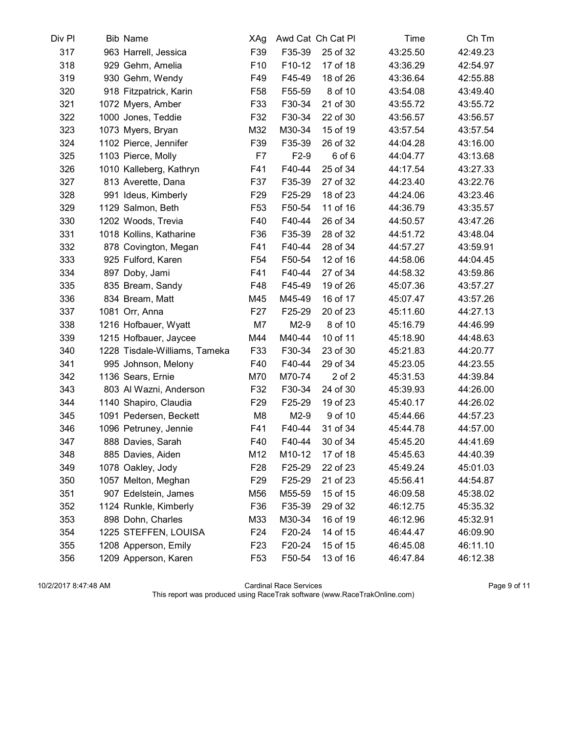| Div Pl | Bib | Name | XAg | Awd Cat | Ch Cat Pl | Time | Ch Tm |
|---|---|---|---|---|---|---|---|
| 317 | 963 | Harrell, Jessica | F39 | F35-39 | 25 of 32 | 43:25.50 | 42:49.23 |
| 318 | 929 | Gehm, Amelia | F10 | F10-12 | 17 of 18 | 43:36.29 | 42:54.97 |
| 319 | 930 | Gehm, Wendy | F49 | F45-49 | 18 of 26 | 43:36.64 | 42:55.88 |
| 320 | 918 | Fitzpatrick, Karin | F58 | F55-59 | 8 of 10 | 43:54.08 | 43:49.40 |
| 321 | 1072 | Myers, Amber | F33 | F30-34 | 21 of 30 | 43:55.72 | 43:55.72 |
| 322 | 1000 | Jones, Teddie | F32 | F30-34 | 22 of 30 | 43:56.57 | 43:56.57 |
| 323 | 1073 | Myers, Bryan | M32 | M30-34 | 15 of 19 | 43:57.54 | 43:57.54 |
| 324 | 1102 | Pierce, Jennifer | F39 | F35-39 | 26 of 32 | 44:04.28 | 43:16.00 |
| 325 | 1103 | Pierce, Molly | F7 | F2-9 | 6 of 6 | 44:04.77 | 43:13.68 |
| 326 | 1010 | Kalleberg, Kathryn | F41 | F40-44 | 25 of 34 | 44:17.54 | 43:27.33 |
| 327 | 813 | Averette, Dana | F37 | F35-39 | 27 of 32 | 44:23.40 | 43:22.76 |
| 328 | 991 | Ideus, Kimberly | F29 | F25-29 | 18 of 23 | 44:24.06 | 43:23.46 |
| 329 | 1129 | Salmon, Beth | F53 | F50-54 | 11 of 16 | 44:36.79 | 43:35.57 |
| 330 | 1202 | Woods, Trevia | F40 | F40-44 | 26 of 34 | 44:50.57 | 43:47.26 |
| 331 | 1018 | Kollins, Katharine | F36 | F35-39 | 28 of 32 | 44:51.72 | 43:48.04 |
| 332 | 878 | Covington, Megan | F41 | F40-44 | 28 of 34 | 44:57.27 | 43:59.91 |
| 333 | 925 | Fulford, Karen | F54 | F50-54 | 12 of 16 | 44:58.06 | 44:04.45 |
| 334 | 897 | Doby, Jami | F41 | F40-44 | 27 of 34 | 44:58.32 | 43:59.86 |
| 335 | 835 | Bream, Sandy | F48 | F45-49 | 19 of 26 | 45:07.36 | 43:57.27 |
| 336 | 834 | Bream, Matt | M45 | M45-49 | 16 of 17 | 45:07.47 | 43:57.26 |
| 337 | 1081 | Orr, Anna | F27 | F25-29 | 20 of 23 | 45:11.60 | 44:27.13 |
| 338 | 1216 | Hofbauer, Wyatt | M7 | M2-9 | 8 of 10 | 45:16.79 | 44:46.99 |
| 339 | 1215 | Hofbauer, Jaycee | M44 | M40-44 | 10 of 11 | 45:18.90 | 44:48.63 |
| 340 | 1228 | Tisdale-Williams, Tameka | F33 | F30-34 | 23 of 30 | 45:21.83 | 44:20.77 |
| 341 | 995 | Johnson, Melony | F40 | F40-44 | 29 of 34 | 45:23.05 | 44:23.55 |
| 342 | 1136 | Sears, Ernie | M70 | M70-74 | 2 of 2 | 45:31.53 | 44:39.84 |
| 343 | 803 | Al Wazni, Anderson | F32 | F30-34 | 24 of 30 | 45:39.93 | 44:26.00 |
| 344 | 1140 | Shapiro, Claudia | F29 | F25-29 | 19 of 23 | 45:40.17 | 44:26.02 |
| 345 | 1091 | Pedersen, Beckett | M8 | M2-9 | 9 of 10 | 45:44.66 | 44:57.23 |
| 346 | 1096 | Petruney, Jennie | F41 | F40-44 | 31 of 34 | 45:44.78 | 44:57.00 |
| 347 | 888 | Davies, Sarah | F40 | F40-44 | 30 of 34 | 45:45.20 | 44:41.69 |
| 348 | 885 | Davies, Aiden | M12 | M10-12 | 17 of 18 | 45:45.63 | 44:40.39 |
| 349 | 1078 | Oakley, Jody | F28 | F25-29 | 22 of 23 | 45:49.24 | 45:01.03 |
| 350 | 1057 | Melton, Meghan | F29 | F25-29 | 21 of 23 | 45:56.41 | 44:54.87 |
| 351 | 907 | Edelstein, James | M56 | M55-59 | 15 of 15 | 46:09.58 | 45:38.02 |
| 352 | 1124 | Runkle, Kimberly | F36 | F35-39 | 29 of 32 | 46:12.75 | 45:35.32 |
| 353 | 898 | Dohn, Charles | M33 | M30-34 | 16 of 19 | 46:12.96 | 45:32.91 |
| 354 | 1225 | STEFFEN, LOUISA | F24 | F20-24 | 14 of 15 | 46:44.47 | 46:09.90 |
| 355 | 1208 | Apperson, Emily | F23 | F20-24 | 15 of 15 | 46:45.08 | 46:11.10 |
| 356 | 1209 | Apperson, Karen | F53 | F50-54 | 13 of 16 | 46:47.84 | 46:12.38 |

10/2/2017 8:47:48 AM — Cardinal Race Services

This report was produced using RaceTrak software (www.RaceTrakOnline.com)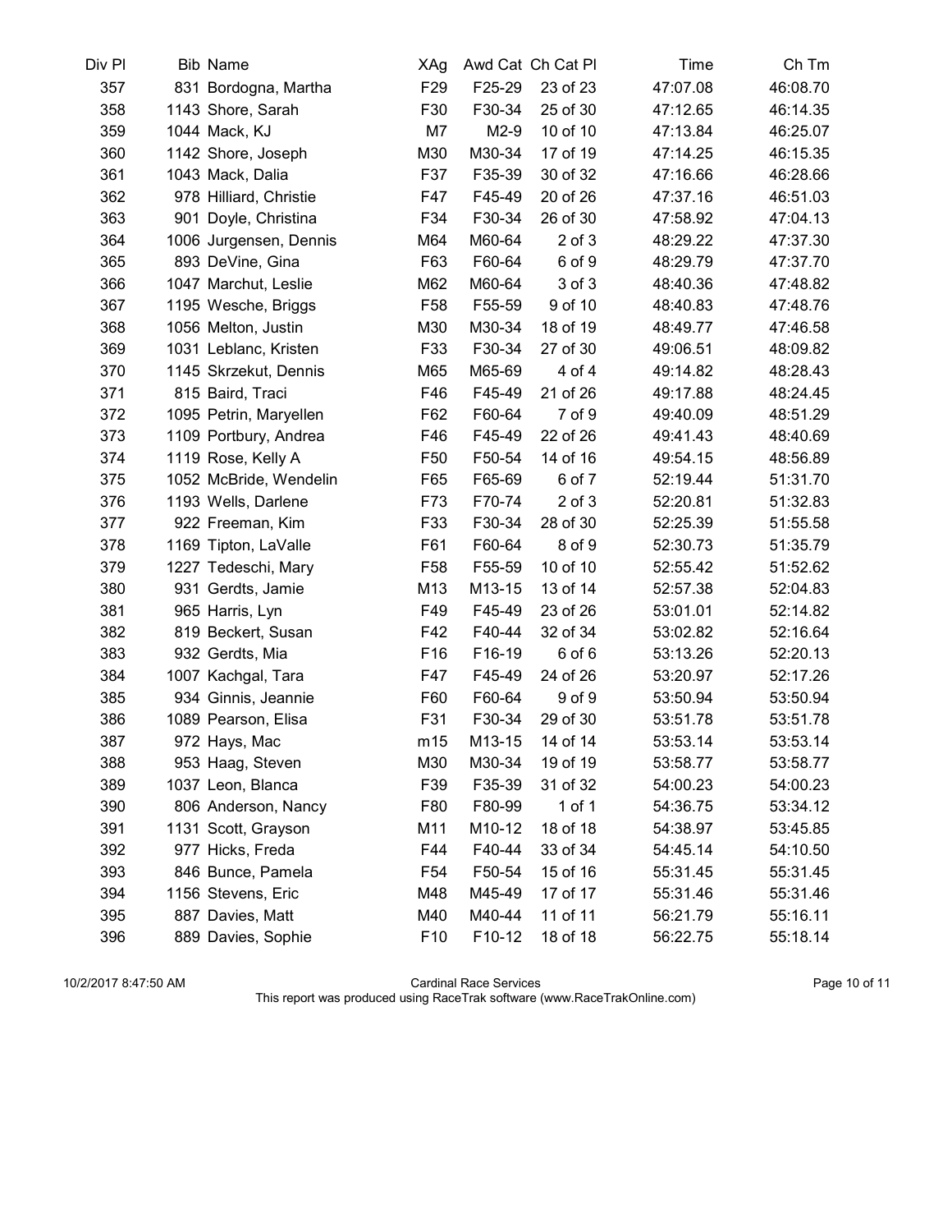| Div Pl | Bib | Name | XAg | Awd Cat | Ch Cat Pl | Time | Ch Tm |
|---|---|---|---|---|---|---|---|
| 357 | 831 | Bordogna, Martha | F29 | F25-29 | 23 of 23 | 47:07.08 | 46:08.70 |
| 358 | 1143 | Shore, Sarah | F30 | F30-34 | 25 of 30 | 47:12.65 | 46:14.35 |
| 359 | 1044 | Mack, KJ | M7 | M2-9 | 10 of 10 | 47:13.84 | 46:25.07 |
| 360 | 1142 | Shore, Joseph | M30 | M30-34 | 17 of 19 | 47:14.25 | 46:15.35 |
| 361 | 1043 | Mack, Dalia | F37 | F35-39 | 30 of 32 | 47:16.66 | 46:28.66 |
| 362 | 978 | Hilliard, Christie | F47 | F45-49 | 20 of 26 | 47:37.16 | 46:51.03 |
| 363 | 901 | Doyle, Christina | F34 | F30-34 | 26 of 30 | 47:58.92 | 47:04.13 |
| 364 | 1006 | Jurgensen, Dennis | M64 | M60-64 | 2 of 3 | 48:29.22 | 47:37.30 |
| 365 | 893 | DeVine, Gina | F63 | F60-64 | 6 of 9 | 48:29.79 | 47:37.70 |
| 366 | 1047 | Marchut, Leslie | M62 | M60-64 | 3 of 3 | 48:40.36 | 47:48.82 |
| 367 | 1195 | Wesche, Briggs | F58 | F55-59 | 9 of 10 | 48:40.83 | 47:48.76 |
| 368 | 1056 | Melton, Justin | M30 | M30-34 | 18 of 19 | 48:49.77 | 47:46.58 |
| 369 | 1031 | Leblanc, Kristen | F33 | F30-34 | 27 of 30 | 49:06.51 | 48:09.82 |
| 370 | 1145 | Skrzekut, Dennis | M65 | M65-69 | 4 of 4 | 49:14.82 | 48:28.43 |
| 371 | 815 | Baird, Traci | F46 | F45-49 | 21 of 26 | 49:17.88 | 48:24.45 |
| 372 | 1095 | Petrin, Maryellen | F62 | F60-64 | 7 of 9 | 49:40.09 | 48:51.29 |
| 373 | 1109 | Portbury, Andrea | F46 | F45-49 | 22 of 26 | 49:41.43 | 48:40.69 |
| 374 | 1119 | Rose, Kelly A | F50 | F50-54 | 14 of 16 | 49:54.15 | 48:56.89 |
| 375 | 1052 | McBride, Wendelin | F65 | F65-69 | 6 of 7 | 52:19.44 | 51:31.70 |
| 376 | 1193 | Wells, Darlene | F73 | F70-74 | 2 of 3 | 52:20.81 | 51:32.83 |
| 377 | 922 | Freeman, Kim | F33 | F30-34 | 28 of 30 | 52:25.39 | 51:55.58 |
| 378 | 1169 | Tipton, LaValle | F61 | F60-64 | 8 of 9 | 52:30.73 | 51:35.79 |
| 379 | 1227 | Tedeschi, Mary | F58 | F55-59 | 10 of 10 | 52:55.42 | 51:52.62 |
| 380 | 931 | Gerdts, Jamie | M13 | M13-15 | 13 of 14 | 52:57.38 | 52:04.83 |
| 381 | 965 | Harris, Lyn | F49 | F45-49 | 23 of 26 | 53:01.01 | 52:14.82 |
| 382 | 819 | Beckert, Susan | F42 | F40-44 | 32 of 34 | 53:02.82 | 52:16.64 |
| 383 | 932 | Gerdts, Mia | F16 | F16-19 | 6 of 6 | 53:13.26 | 52:20.13 |
| 384 | 1007 | Kachgal, Tara | F47 | F45-49 | 24 of 26 | 53:20.97 | 52:17.26 |
| 385 | 934 | Ginnis, Jeannie | F60 | F60-64 | 9 of 9 | 53:50.94 | 53:50.94 |
| 386 | 1089 | Pearson, Elisa | F31 | F30-34 | 29 of 30 | 53:51.78 | 53:51.78 |
| 387 | 972 | Hays, Mac | m15 | M13-15 | 14 of 14 | 53:53.14 | 53:53.14 |
| 388 | 953 | Haag, Steven | M30 | M30-34 | 19 of 19 | 53:58.77 | 53:58.77 |
| 389 | 1037 | Leon, Blanca | F39 | F35-39 | 31 of 32 | 54:00.23 | 54:00.23 |
| 390 | 806 | Anderson, Nancy | F80 | F80-99 | 1 of 1 | 54:36.75 | 53:34.12 |
| 391 | 1131 | Scott, Grayson | M11 | M10-12 | 18 of 18 | 54:38.97 | 53:45.85 |
| 392 | 977 | Hicks, Freda | F44 | F40-44 | 33 of 34 | 54:45.14 | 54:10.50 |
| 393 | 846 | Bunce, Pamela | F54 | F50-54 | 15 of 16 | 55:31.45 | 55:31.45 |
| 394 | 1156 | Stevens, Eric | M48 | M45-49 | 17 of 17 | 55:31.46 | 55:31.46 |
| 395 | 887 | Davies, Matt | M40 | M40-44 | 11 of 11 | 56:21.79 | 55:16.11 |
| 396 | 889 | Davies, Sophie | F10 | F10-12 | 18 of 18 | 56:22.75 | 55:18.14 |

10/2/2017 8:47:50 AM Cardinal Race Services

This report was produced using RaceTrak software (www.RaceTrakOnline.com)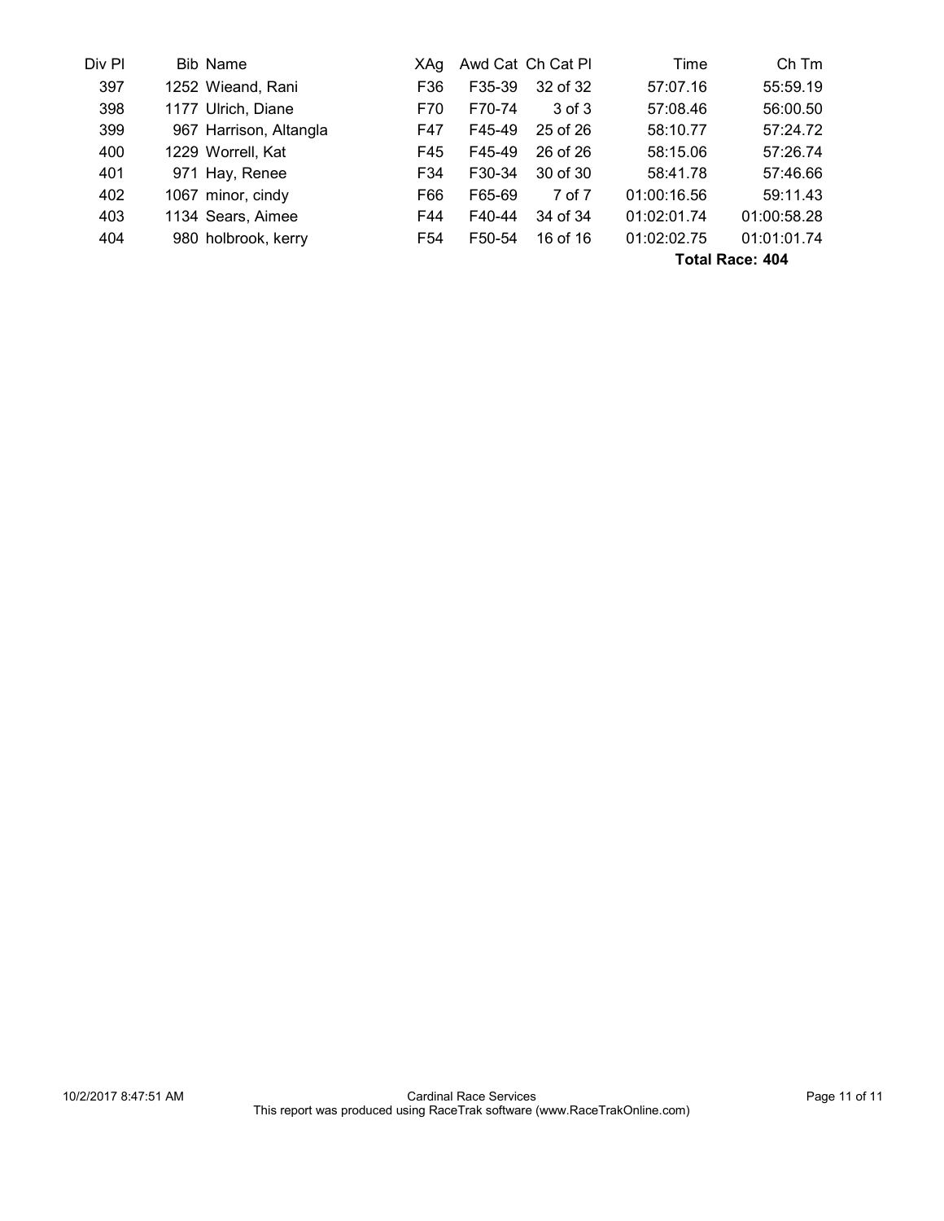| Div Pl | Bib | Name | XAg | Awd Cat | Ch Cat Pl | Time | Ch Tm |
|---|---|---|---|---|---|---|---|
| 397 | 1252 | Wieand, Rani | F36 | F35-39 | 32 of 32 | 57:07.16 | 55:59.19 |
| 398 | 1177 | Ulrich, Diane | F70 | F70-74 | 3 of 3 | 57:08.46 | 56:00.50 |
| 399 | 967 | Harrison, Altangla | F47 | F45-49 | 25 of 26 | 58:10.77 | 57:24.72 |
| 400 | 1229 | Worrell, Kat | F45 | F45-49 | 26 of 26 | 58:15.06 | 57:26.74 |
| 401 | 971 | Hay, Renee | F34 | F30-34 | 30 of 30 | 58:41.78 | 57:46.66 |
| 402 | 1067 | minor, cindy | F66 | F65-69 | 7 of 7 | 01:00:16.56 | 59:11.43 |
| 403 | 1134 | Sears, Aimee | F44 | F40-44 | 34 of 34 | 01:02:01.74 | 01:00:58.28 |
| 404 | 980 | holbrook, kerry | F54 | F50-54 | 16 of 16 | 01:02:02.75 | 01:01:01.74 |

**Total Race: 404**

10/2/2017 8:47:51 AM

Cardinal Race Services

This report was produced using RaceTrak software (www.RaceTrakOnline.com)